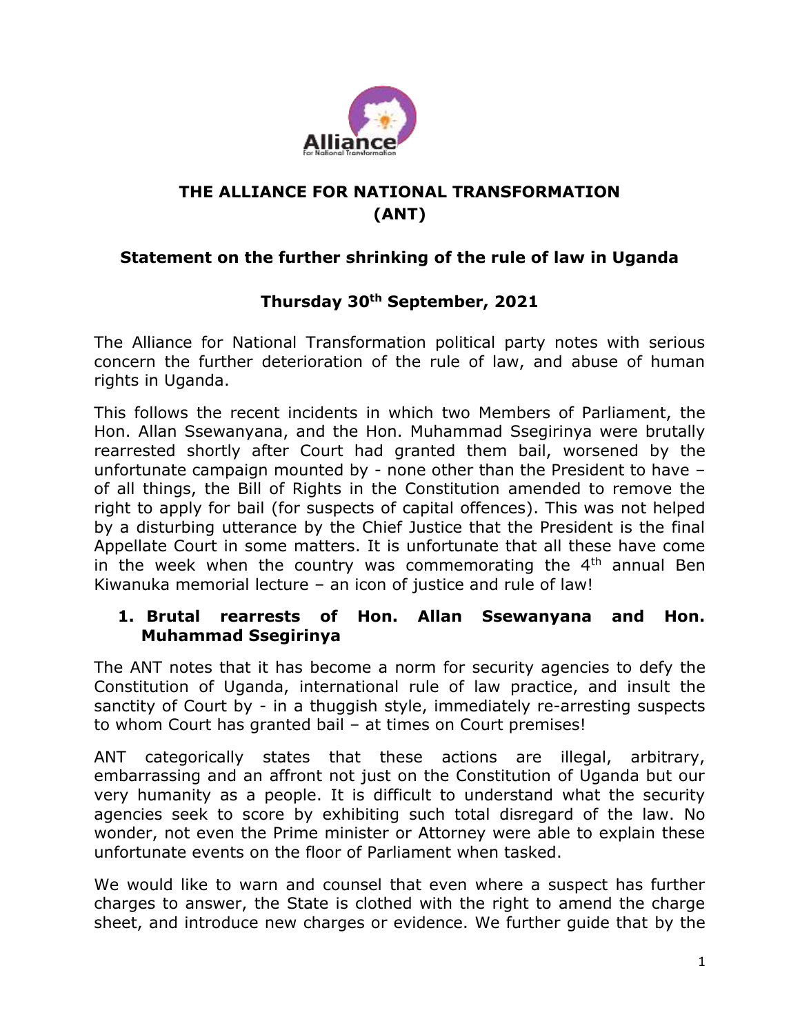# THE ALLIANCE FOR NATIONAL TRANSFORMATION (ANT)

## Statement on the further shrinking of the rule of law in Uganda

### Thursday 30th September, 2021

The Alliance for National Transformation political party notes with serious concern the further deterioration of the rule of law, and abuse of human rights in Uganda.

This follows the recent incidents in which two Members of Parliament, the Hon. Allan Ssewanyana, and the Hon. Muhammad Ssegirinya were brutally rearrested shortly after Court had granted them bail, worsened by the unfortunate campaign mounted by - none other than the President to have – of all things, the Bill of Rights in the Constitution amended to remove the right to apply for bail (for suspects of capital offences). This was not helped by a disturbing utterance by the Chief Justice that the President is the final Appellate Court in some matters. It is unfortunate that all these have come in the week when the country was commemorating the 4th annual Ben Kiwanuka memorial lecture – an icon of justice and rule of law!

1. **Brutal rearrests of Hon. Allan Ssewanyana and Hon. Muhammad Ssegirinya**

The ANT notes that it has become a norm for security agencies to defy the Constitution of Uganda, international rule of law practice, and insult the sanctity of Court by - in a thuggish style, immediately re-arresting suspects to whom Court has granted bail – at times on Court premises!

ANT categorically states that these actions are illegal, arbitrary, embarrassing and an affront not just on the Constitution of Uganda but our very humanity as a people. It is difficult to understand what the security agencies seek to score by exhibiting such total disregard of the law. No wonder, not even the Prime minister or Attorney were able to explain these unfortunate events on the floor of Parliament when tasked.

We would like to warn and counsel that even where a suspect has further charges to answer, the State is clothed with the right to amend the charge sheet, and introduce new charges or evidence. We further guide that by the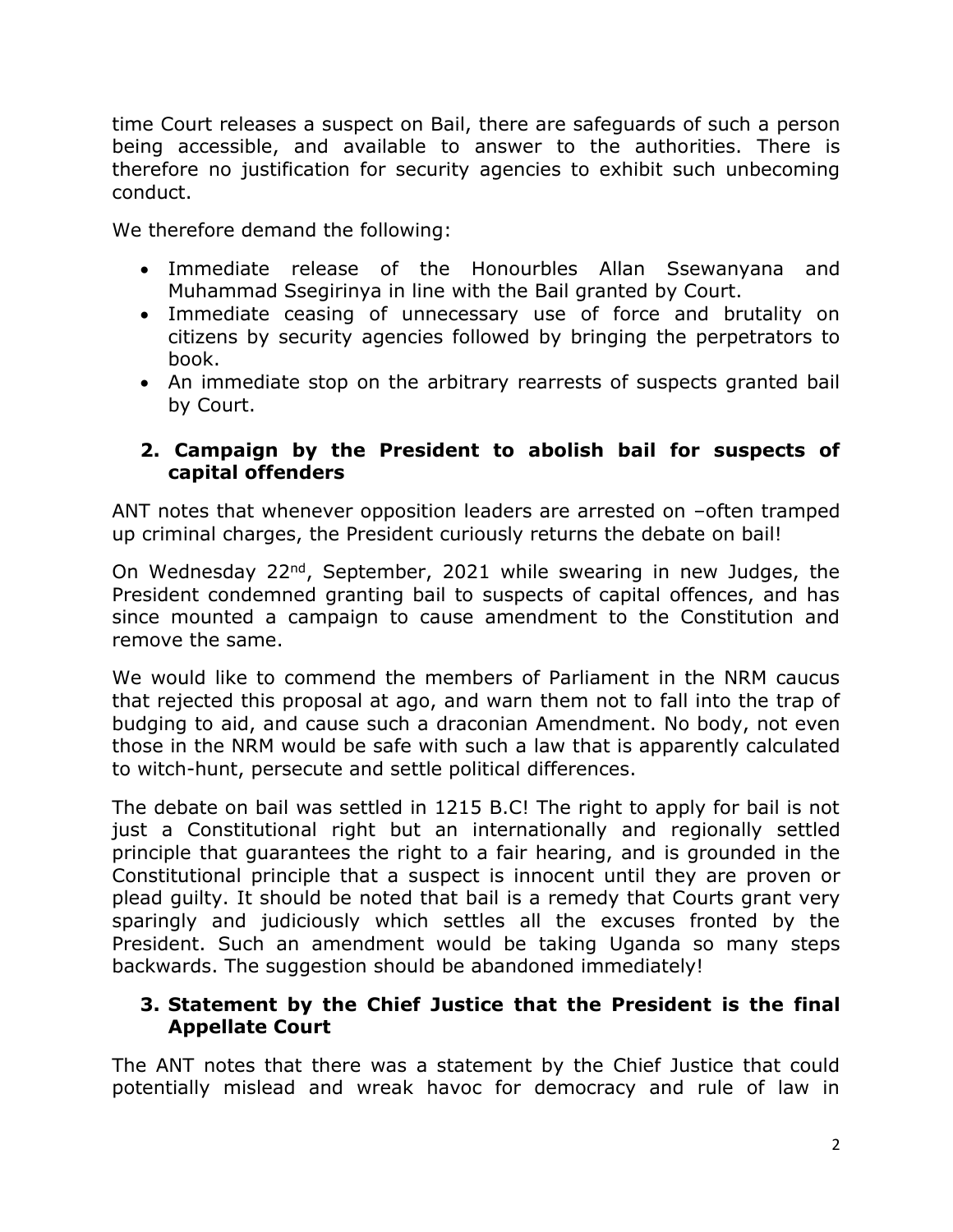time Court releases a suspect on Bail, there are safeguards of such a person being accessible, and available to answer to the authorities. There is therefore no justification for security agencies to exhibit such unbecoming conduct.

We therefore demand the following:

- Immediate release of the Honourbles Allan Ssewanyana and Muhammad Ssegirinya in line with the Bail granted by Court.
- Immediate ceasing of unnecessary use of force and brutality on citizens by security agencies followed by bringing the perpetrators to book.
- An immediate stop on the arbitrary rearrests of suspects granted bail by Court.

## 2. Campaign by the President to abolish bail for suspects of capital offenders

ANT notes that whenever opposition leaders are arrested on –often tramped up criminal charges, the President curiously returns the debate on bail!

On Wednesday 22nd, September, 2021 while swearing in new Judges, the President condemned granting bail to suspects of capital offences, and has since mounted a campaign to cause amendment to the Constitution and remove the same.

We would like to commend the members of Parliament in the NRM caucus that rejected this proposal at ago, and warn them not to fall into the trap of budging to aid, and cause such a draconian Amendment. No body, not even those in the NRM would be safe with such a law that is apparently calculated to witch-hunt, persecute and settle political differences.

The debate on bail was settled in 1215 B.C! The right to apply for bail is not just a Constitutional right but an internationally and regionally settled principle that guarantees the right to a fair hearing, and is grounded in the Constitutional principle that a suspect is innocent until they are proven or plead guilty. It should be noted that bail is a remedy that Courts grant very sparingly and judiciously which settles all the excuses fronted by the President. Such an amendment would be taking Uganda so many steps backwards. The suggestion should be abandoned immediately!

## 3. Statement by the Chief Justice that the President is the final Appellate Court

The ANT notes that there was a statement by the Chief Justice that could potentially mislead and wreak havoc for democracy and rule of law in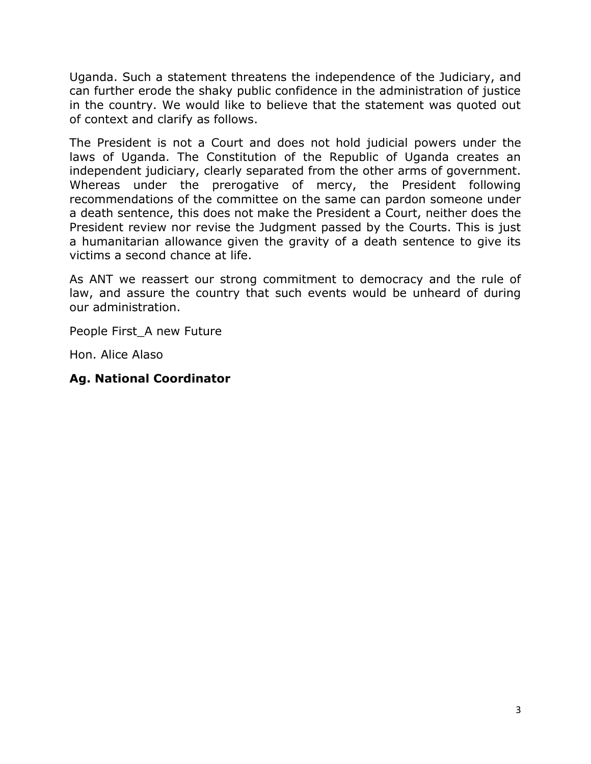Uganda. Such a statement threatens the independence of the Judiciary, and can further erode the shaky public confidence in the administration of justice in the country. We would like to believe that the statement was quoted out of context and clarify as follows.

The President is not a Court and does not hold judicial powers under the laws of Uganda. The Constitution of the Republic of Uganda creates an independent judiciary, clearly separated from the other arms of government. Whereas under the prerogative of mercy, the President following recommendations of the committee on the same can pardon someone under a death sentence, this does not make the President a Court, neither does the President review nor revise the Judgment passed by the Courts. This is just a humanitarian allowance given the gravity of a death sentence to give its victims a second chance at life.

As ANT we reassert our strong commitment to democracy and the rule of law, and assure the country that such events would be unheard of during our administration.

People First_A new Future

Hon. Alice Alaso

**Ag. National Coordinator**